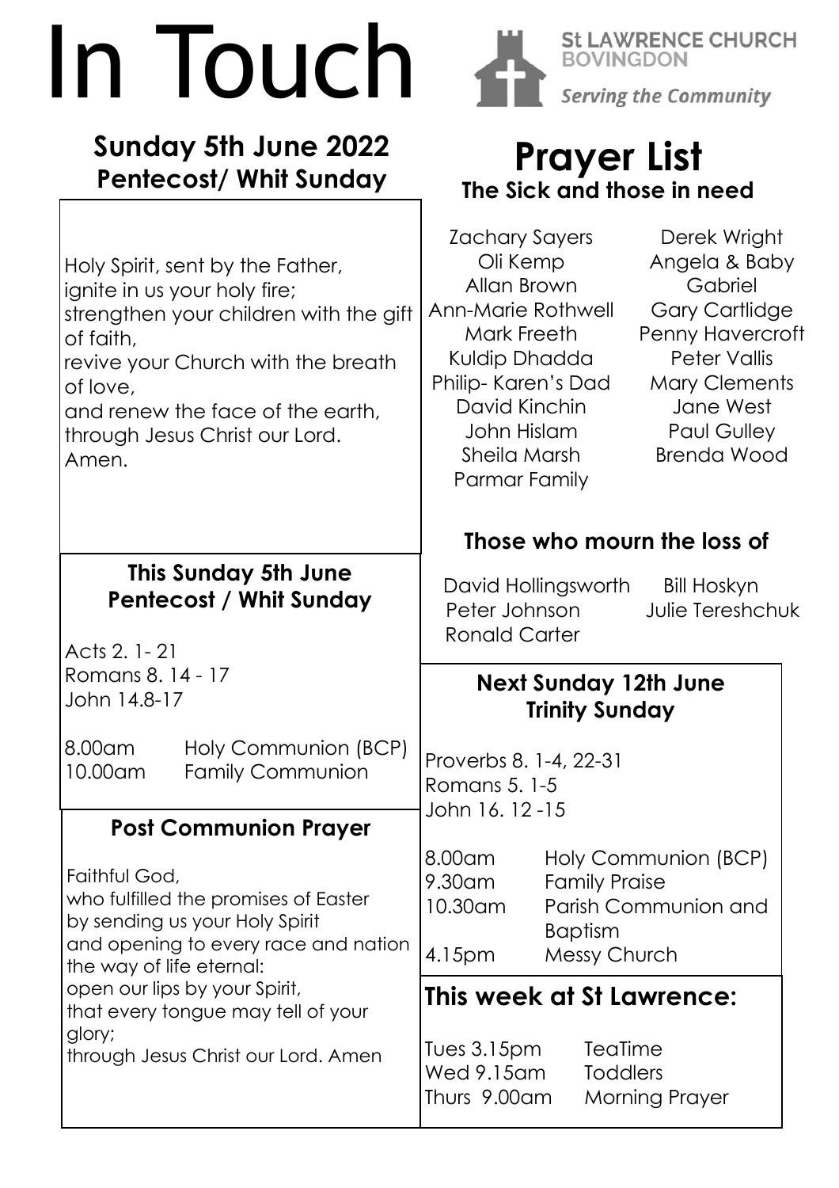# In Touch

**St LAWRENCE CHURCH BOVINGDON**

*Serving the Community*

## Sunday 5th June 2022
## Pentecost/ Whit Sunday

Holy Spirit, sent by the Father,
ignite in us your holy fire;
strengthen your children with the gift of faith,
revive your Church with the breath of love,
and renew the face of the earth,
through Jesus Christ our Lord.
Amen.

### This Sunday 5th June
### Pentecost / Whit Sunday

Acts 2. 1- 21
Romans 8. 14 - 17
John 14.8-17

| | |
|---|---|
| 8.00am | Holy Communion (BCP) |
| 10.00am | Family Communion |

### Post Communion Prayer

Faithful God,
who fulfilled the promises of Easter
by sending us your Holy Spirit
and opening to every race and nation
the way of life eternal:
open our lips by your Spirit,
that every tongue may tell of your glory;
through Jesus Christ our Lord. Amen

## Prayer List
### The Sick and those in need

Zachary Sayers
Oli Kemp
Allan Brown
Ann-Marie Rothwell
Mark Freeth
Kuldip Dhadda
Philip- Karen's Dad
David Kinchin
John Hislam
Sheila Marsh
Parmar Family
Derek Wright
Angela & Baby Gabriel
Gary Cartlidge
Penny Havercroft
Peter Vallis
Mary Clements
Jane West
Paul Gulley
Brenda Wood

### Those who mourn the loss of

David Hollingsworth
Peter Johnson
Ronald Carter
Bill Hoskyn
Julie Tereshchuk

### Next Sunday 12th June
### Trinity Sunday

Proverbs 8. 1-4, 22-31
Romans 5. 1-5
John 16. 12 -15

| | |
|---|---|
| 8.00am | Holy Communion (BCP) |
| 9.30am | Family Praise |
| 10.30am | Parish Communion and Baptism |
| 4.15pm | Messy Church |

## This week at St Lawrence:

| | |
|---|---|
| Tues 3.15pm | TeaTime |
| Wed 9.15am | Toddlers |
| Thurs 9.00am | Morning Prayer |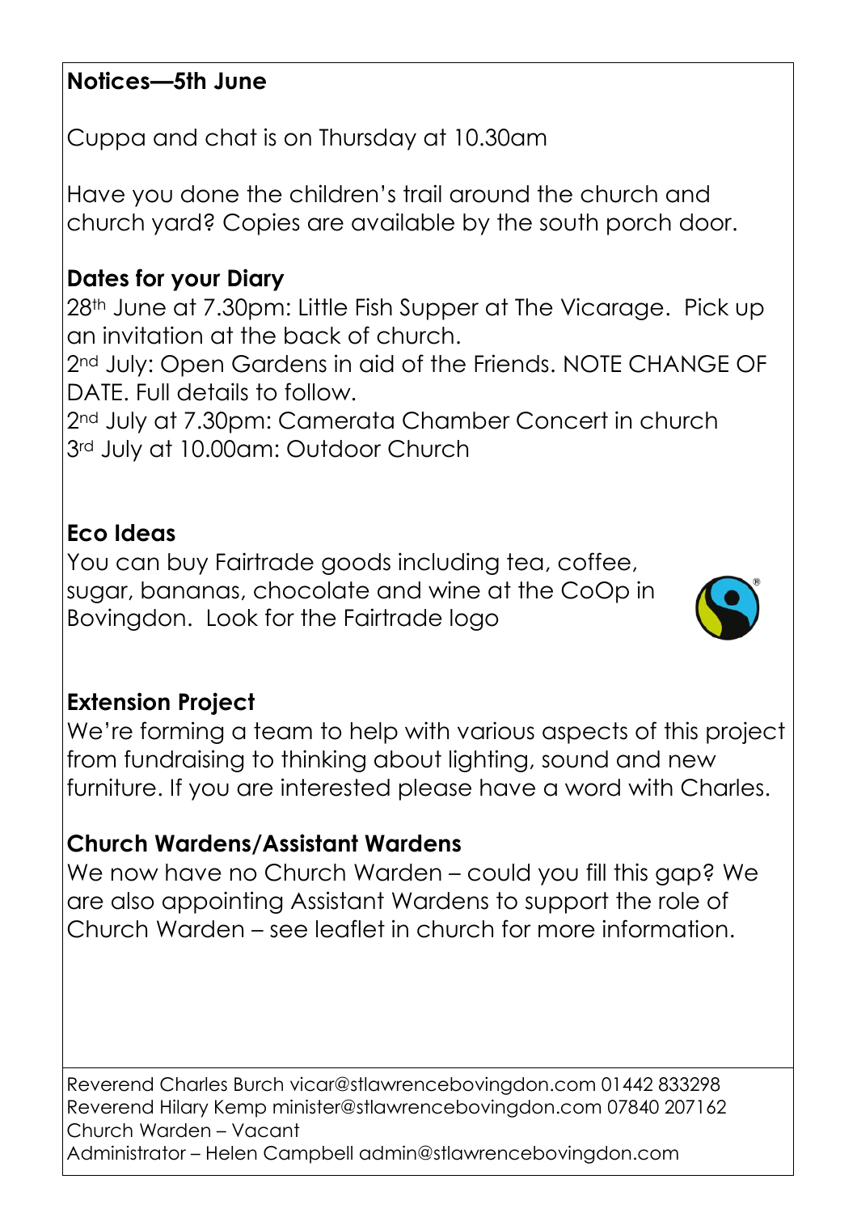**Notices—5th June**

Cuppa and chat is on Thursday at 10.30am

Have you done the children's trail around the church and church yard? Copies are available by the south porch door.

**Dates for your Diary**

28th June at 7.30pm: Little Fish Supper at The Vicarage. Pick up an invitation at the back of church.
2nd July: Open Gardens in aid of the Friends. NOTE CHANGE OF DATE. Full details to follow.
2nd July at 7.30pm: Camerata Chamber Concert in church
3rd July at 10.00am: Outdoor Church

**Eco Ideas**

You can buy Fairtrade goods including tea, coffee, sugar, bananas, chocolate and wine at the CoOp in Bovingdon. Look for the Fairtrade logo

**Extension Project**

We're forming a team to help with various aspects of this project from fundraising to thinking about lighting, sound and new furniture. If you are interested please have a word with Charles.

**Church Wardens/Assistant Wardens**

We now have no Church Warden – could you fill this gap? We are also appointing Assistant Wardens to support the role of Church Warden – see leaflet in church for more information.

Reverend Charles Burch vicar@stlawrencebovingdon.com 01442 833298
Reverend Hilary Kemp minister@stlawrencebovingdon.com 07840 207162
Church Warden – Vacant
Administrator – Helen Campbell admin@stlawrencebovingdon.com